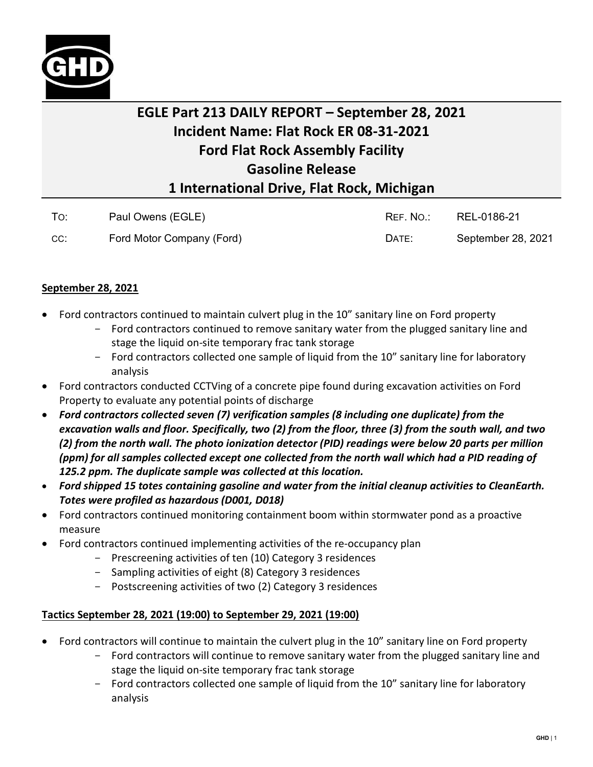# EGLE Part 213 DAILY REPORT – September 28, 2021
# Incident Name: Flat Rock ER 08-31-2021
# Ford Flat Rock Assembly Facility
# Gasoline Release
# 1 International Drive, Flat Rock, Michigan

| | | | |
|---|---|---|---|
| TO: | Paul Owens (EGLE) | REF. NO.: | REL-0186-21 |
| CC: | Ford Motor Company (Ford) | DATE: | September 28, 2021 |

**September 28, 2021**

- Ford contractors continued to maintain culvert plug in the 10" sanitary line on Ford property
  - Ford contractors continued to remove sanitary water from the plugged sanitary line and stage the liquid on-site temporary frac tank storage
  - Ford contractors collected one sample of liquid from the 10" sanitary line for laboratory analysis
- Ford contractors conducted CCTVing of a concrete pipe found during excavation activities on Ford Property to evaluate any potential points of discharge
- ***Ford contractors collected seven (7) verification samples (8 including one duplicate) from the excavation walls and floor. Specifically, two (2) from the floor, three (3) from the south wall, and two (2) from the north wall. The photo ionization detector (PID) readings were below 20 parts per million (ppm) for all samples collected except one collected from the north wall which had a PID reading of 125.2 ppm. The duplicate sample was collected at this location.***
- ***Ford shipped 15 totes containing gasoline and water from the initial cleanup activities to CleanEarth. Totes were profiled as hazardous (D001, D018)***
- Ford contractors continued monitoring containment boom within stormwater pond as a proactive measure
- Ford contractors continued implementing activities of the re-occupancy plan
  - Prescreening activities of ten (10) Category 3 residences
  - Sampling activities of eight (8) Category 3 residences
  - Postscreening activities of two (2) Category 3 residences

**Tactics September 28, 2021 (19:00) to September 29, 2021 (19:00)**

- Ford contractors will continue to maintain the culvert plug in the 10" sanitary line on Ford property
  - Ford contractors will continue to remove sanitary water from the plugged sanitary line and stage the liquid on-site temporary frac tank storage
  - Ford contractors collected one sample of liquid from the 10" sanitary line for laboratory analysis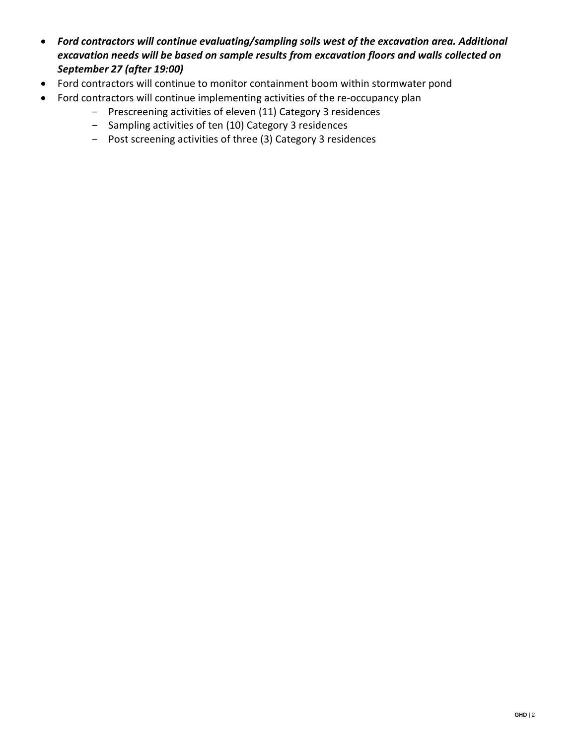- ***Ford contractors will continue evaluating/sampling soils west of the excavation area. Additional excavation needs will be based on sample results from excavation floors and walls collected on September 27 (after 19:00)***
- Ford contractors will continue to monitor containment boom within stormwater pond
- Ford contractors will continue implementing activities of the re-occupancy plan
    - Prescreening activities of eleven (11) Category 3 residences
    - Sampling activities of ten (10) Category 3 residences
    - Post screening activities of three (3) Category 3 residences